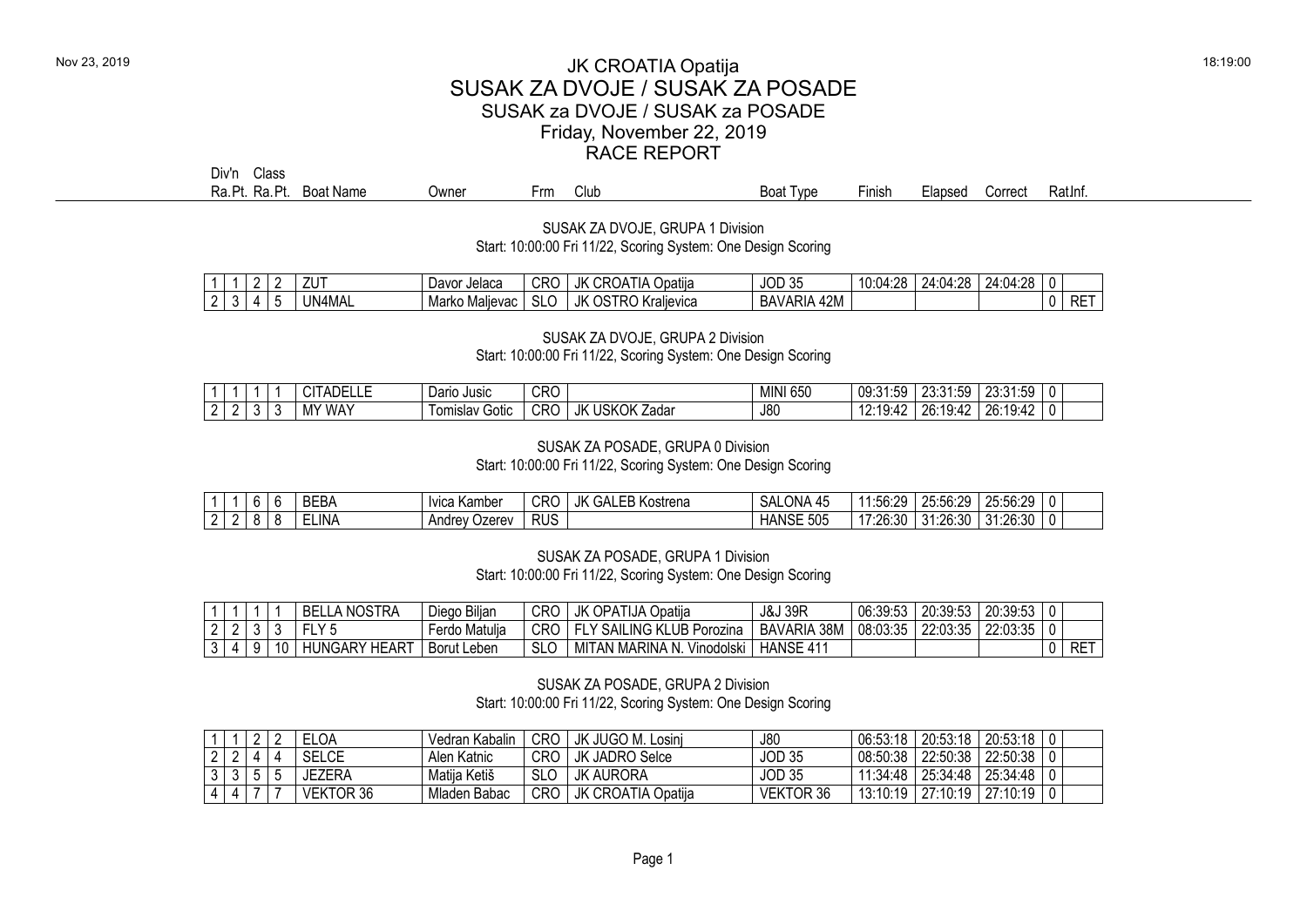Nov 23, 2019 18:19:00

# JK CROATIA Opatija

## SUSAK ZA DVOJE / SUSAK ZA POSADE

### SUSAK za DVOJE / SUSAK za POSADE

Friday, November 22, 2019

RACE REPORT

SUSAK ZA DVOJE, GRUPA 1 Division

Start: 10:00:00 Fri 11/22, Scoring System: One Design Scoring

| Div'n Ra. | Pt. | Class Ra. | Pt. | Boat Name | Owner | Frm | Club | Boat Type | Finish | Elapsed | Correct | Rat | Inf. |
|---|---|---|---|---|---|---|---|---|---|---|---|---|---|
| 1 | 1 | 2 | 2 | ZUT | Davor Jelaca | CRO | JK CROATIA Opatija | JOD 35 | 10:04:28 | 24:04:28 | 24:04:28 | 0 | |
| 2 | 3 | 4 | 5 | UN4MAL | Marko Maljevac | SLO | JK OSTRO Kraljevica | BAVARIA 42M | | | | 0 | RET |

SUSAK ZA DVOJE, GRUPA 2 Division

Start: 10:00:00 Fri 11/22, Scoring System: One Design Scoring

| Div'n Ra. | Pt. | Class Ra. | Pt. | Boat Name | Owner | Frm | Club | Boat Type | Finish | Elapsed | Correct | Rat | Inf. |
|---|---|---|---|---|---|---|---|---|---|---|---|---|---|
| 1 | 1 | 1 | 1 | CITADELLE | Dario Jusic | CRO | | MINI 650 | 09:31:59 | 23:31:59 | 23:31:59 | 0 | |
| 2 | 2 | 3 | 3 | MY WAY | Tomislav Gotic | CRO | JK USKOK Zadar | J80 | 12:19:42 | 26:19:42 | 26:19:42 | 0 | |

SUSAK ZA POSADE, GRUPA 0 Division

Start: 10:00:00 Fri 11/22, Scoring System: One Design Scoring

| Div'n Ra. | Pt. | Class Ra. | Pt. | Boat Name | Owner | Frm | Club | Boat Type | Finish | Elapsed | Correct | Rat | Inf. |
|---|---|---|---|---|---|---|---|---|---|---|---|---|---|
| 1 | 1 | 6 | 6 | BEBA | Ivica Kamber | CRO | JK GALEB Kostrena | SALONA 45 | 11:56:29 | 25:56:29 | 25:56:29 | 0 | |
| 2 | 2 | 8 | 8 | ELINA | Andrey Ozerev | RUS | | HANSE 505 | 17:26:30 | 31:26:30 | 31:26:30 | 0 | |

SUSAK ZA POSADE, GRUPA 1 Division

Start: 10:00:00 Fri 11/22, Scoring System: One Design Scoring

| Div'n Ra. | Pt. | Class Ra. | Pt. | Boat Name | Owner | Frm | Club | Boat Type | Finish | Elapsed | Correct | Rat | Inf. |
|---|---|---|---|---|---|---|---|---|---|---|---|---|---|
| 1 | 1 | 1 | 1 | BELLA NOSTRA | Diego Biljan | CRO | JK OPATIJA Opatija | J&J 39R | 06:39:53 | 20:39:53 | 20:39:53 | 0 | |
| 2 | 2 | 3 | 3 | FLY 5 | Ferdo Matulja | CRO | FLY SAILING KLUB Porozina | BAVARIA 38M | 08:03:35 | 22:03:35 | 22:03:35 | 0 | |
| 3 | 4 | 9 | 10 | HUNGARY HEART | Borut Leben | SLO | MITAN MARINA N. Vinodolski | HANSE 411 | | | | 0 | RET |

SUSAK ZA POSADE, GRUPA 2 Division

Start: 10:00:00 Fri 11/22, Scoring System: One Design Scoring

| Div'n Ra. | Pt. | Class Ra. | Pt. | Boat Name | Owner | Frm | Club | Boat Type | Finish | Elapsed | Correct | Rat | Inf. |
|---|---|---|---|---|---|---|---|---|---|---|---|---|---|
| 1 | 1 | 2 | 2 | ELOA | Vedran Kabalin | CRO | JK JUGO M. Losinj | J80 | 06:53:18 | 20:53:18 | 20:53:18 | 0 | |
| 2 | 2 | 4 | 4 | SELCE | Alen Katnic | CRO | JK JADRO Selce | JOD 35 | 08:50:38 | 22:50:38 | 22:50:38 | 0 | |
| 3 | 3 | 5 | 5 | JEZERA | Matija Ketiš | SLO | JK AURORA | JOD 35 | 11:34:48 | 25:34:48 | 25:34:48 | 0 | |
| 4 | 4 | 7 | 7 | VEKTOR 36 | Mladen Babac | CRO | JK CROATIA Opatija | VEKTOR 36 | 13:10:19 | 27:10:19 | 27:10:19 | 0 | |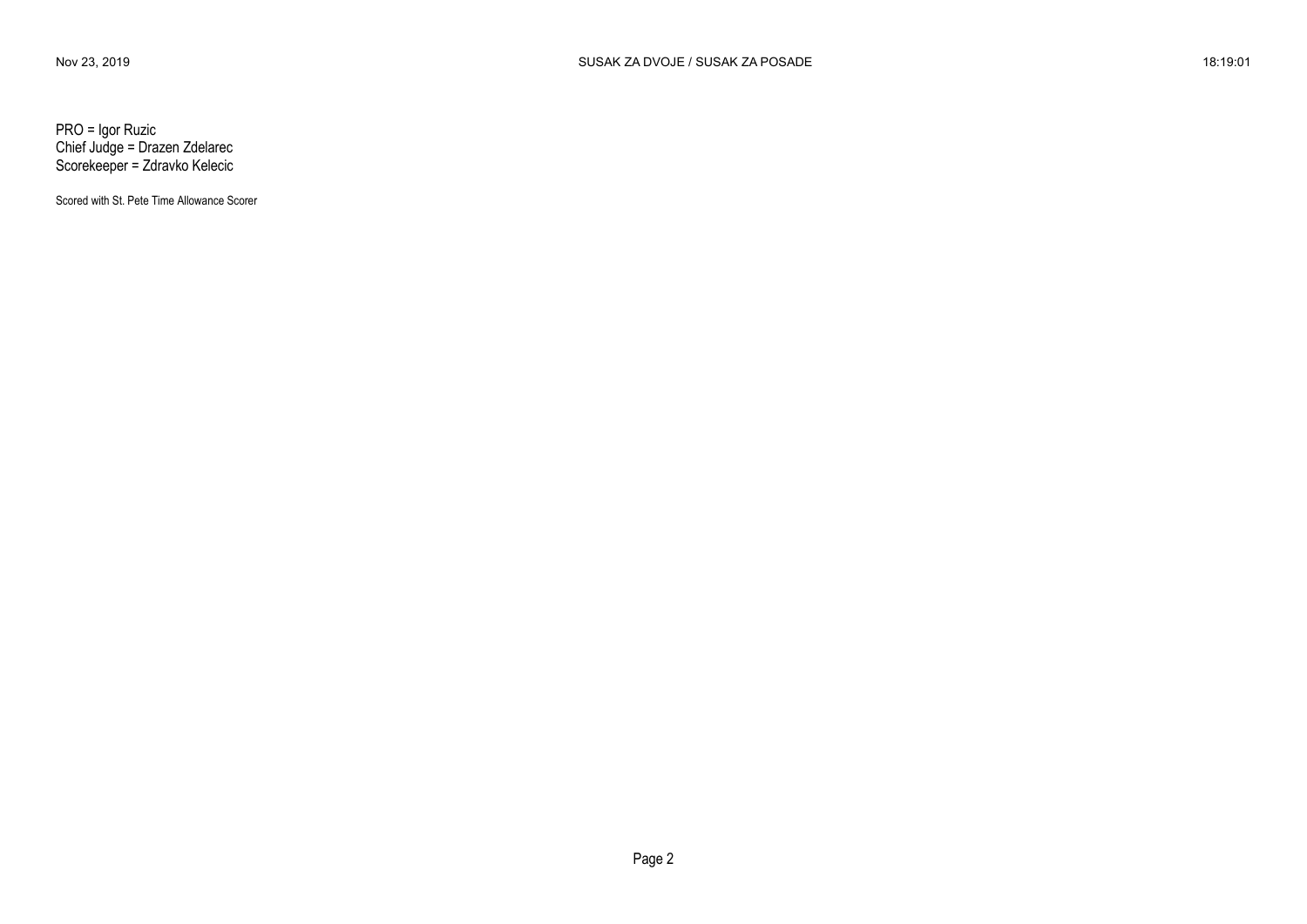PRO = Igor Ruzic
Chief Judge = Drazen Zdelarec
Scorekeeper = Zdravko Kelecic

Scored with St. Pete Time Allowance Scorer